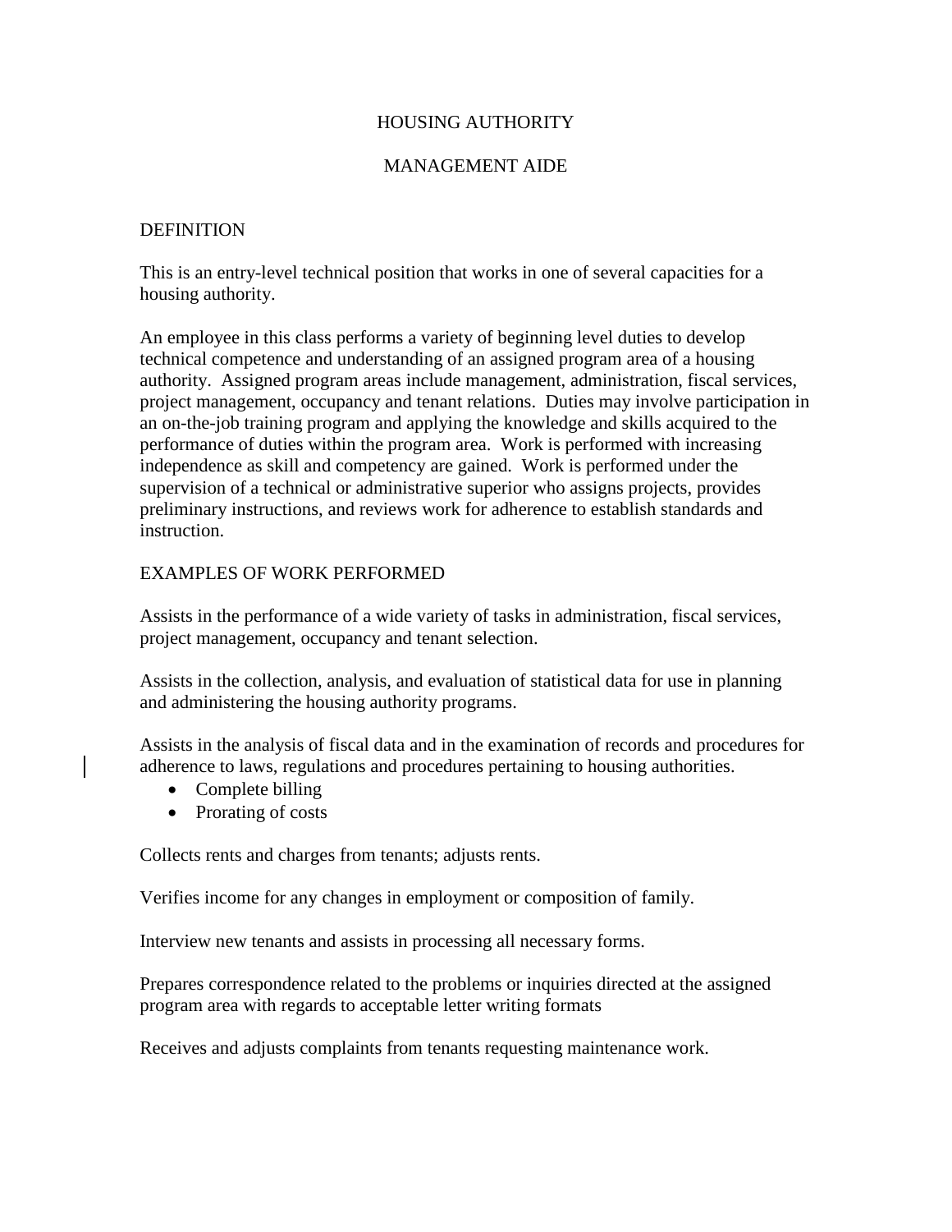# HOUSING AUTHORITY

## MANAGEMENT AIDE

## DEFINITION

This is an entry-level technical position that works in one of several capacities for a housing authority.

An employee in this class performs a variety of beginning level duties to develop technical competence and understanding of an assigned program area of a housing authority. Assigned program areas include management, administration, fiscal services, project management, occupancy and tenant relations. Duties may involve participation in an on-the-job training program and applying the knowledge and skills acquired to the performance of duties within the program area. Work is performed with increasing independence as skill and competency are gained. Work is performed under the supervision of a technical or administrative superior who assigns projects, provides preliminary instructions, and reviews work for adherence to establish standards and instruction.

## EXAMPLES OF WORK PERFORMED

Assists in the performance of a wide variety of tasks in administration, fiscal services, project management, occupancy and tenant selection.

Assists in the collection, analysis, and evaluation of statistical data for use in planning and administering the housing authority programs.

Assists in the analysis of fiscal data and in the examination of records and procedures for adherence to laws, regulations and procedures pertaining to housing authorities.

- Complete billing
- Prorating of costs

Collects rents and charges from tenants; adjusts rents.

Verifies income for any changes in employment or composition of family.

Interview new tenants and assists in processing all necessary forms.

Prepares correspondence related to the problems or inquiries directed at the assigned program area with regards to acceptable letter writing formats

Receives and adjusts complaints from tenants requesting maintenance work.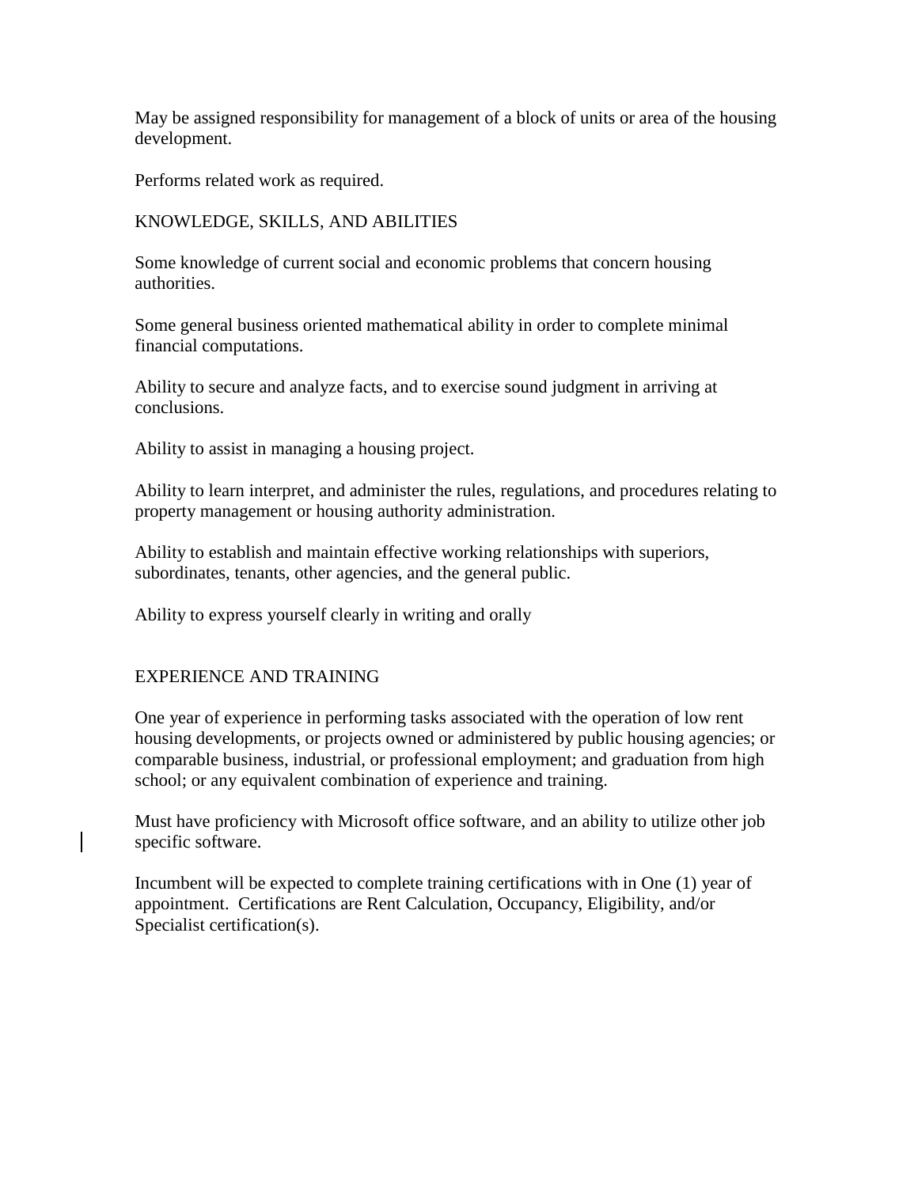May be assigned responsibility for management of a block of units or area of the housing development.

Performs related work as required.

## KNOWLEDGE, SKILLS, AND ABILITIES

Some knowledge of current social and economic problems that concern housing authorities.

Some general business oriented mathematical ability in order to complete minimal financial computations.

Ability to secure and analyze facts, and to exercise sound judgment in arriving at conclusions.

Ability to assist in managing a housing project.

Ability to learn interpret, and administer the rules, regulations, and procedures relating to property management or housing authority administration.

Ability to establish and maintain effective working relationships with superiors, subordinates, tenants, other agencies, and the general public.

Ability to express yourself clearly in writing and orally

## EXPERIENCE AND TRAINING

One year of experience in performing tasks associated with the operation of low rent housing developments, or projects owned or administered by public housing agencies; or comparable business, industrial, or professional employment; and graduation from high school; or any equivalent combination of experience and training.

Must have proficiency with Microsoft office software, and an ability to utilize other job specific software.

Incumbent will be expected to complete training certifications with in One (1) year of appointment.  Certifications are Rent Calculation, Occupancy, Eligibility, and/or Specialist certification(s).